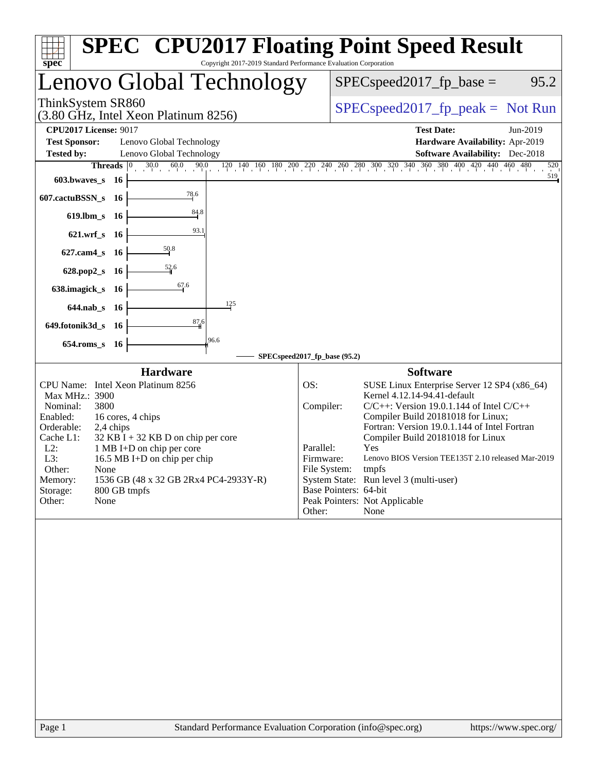# SPEC CPU2017 Floating Point Speed Result

Copyright 2017-2019 Standard Performance Evaluation Corporation

## Lenovo Global Technology

ThinkSystem SR860
(3.80 GHz, Intel Xeon Platinum 8256)

SPECspeed2017_fp_base = 95.2

SPECspeed2017_fp_peak = Not Run

**CPU2017 License:** 9017
**Test Sponsor:** Lenovo Global Technology
**Tested by:** Lenovo Global Technology

**Test Date:** Jun-2019
**Hardware Availability:** Apr-2019
**Software Availability:** Dec-2018

| Benchmark | Threads | SPECspeed2017_fp_base (95.2) |
|---|---|---|
| 603.bwaves_s | 16 | 519 |
| 607.cactuBSSN_s | 16 | 78.6 |
| 619.lbm_s | 16 | 84.8 |
| 621.wrf_s | 16 | 93.1 |
| 627.cam4_s | 16 | 50.8 |
| 628.pop2_s | 16 | 52.6 |
| 638.imagick_s | 16 | 67.6 |
| 644.nab_s | 16 | 125 |
| 649.fotonik3d_s | 16 | 87.6 |
| 654.roms_s | 16 | 96.6 |

### Hardware

| | |
|---|---|
| CPU Name: | Intel Xeon Platinum 8256 |
| Max MHz.: | 3900 |
| Nominal: | 3800 |
| Enabled: | 16 cores, 4 chips |
| Orderable: | 2,4 chips |
| Cache L1: | 32 KB I + 32 KB D on chip per core |
| L2: | 1 MB I+D on chip per core |
| L3: | 16.5 MB I+D on chip per chip |
| Other: | None |
| Memory: | 1536 GB (48 x 32 GB 2Rx4 PC4-2933Y-R) |
| Storage: | 800 GB tmpfs |
| Other: | None |

### Software

| | |
|---|---|
| OS: | SUSE Linux Enterprise Server 12 SP4 (x86_64) Kernel 4.12.14-94.41-default |
| Compiler: | C/C++: Version 19.0.1.144 of Intel C/C++ Compiler Build 20181018 for Linux; Fortran: Version 19.0.1.144 of Intel Fortran Compiler Build 20181018 for Linux |
| Parallel: | Yes |
| Firmware: | Lenovo BIOS Version TEE135T 2.10 released Mar-2019 |
| File System: | tmpfs |
| System State: | Run level 3 (multi-user) |
| Base Pointers: | 64-bit |
| Peak Pointers: | Not Applicable |
| Other: | None |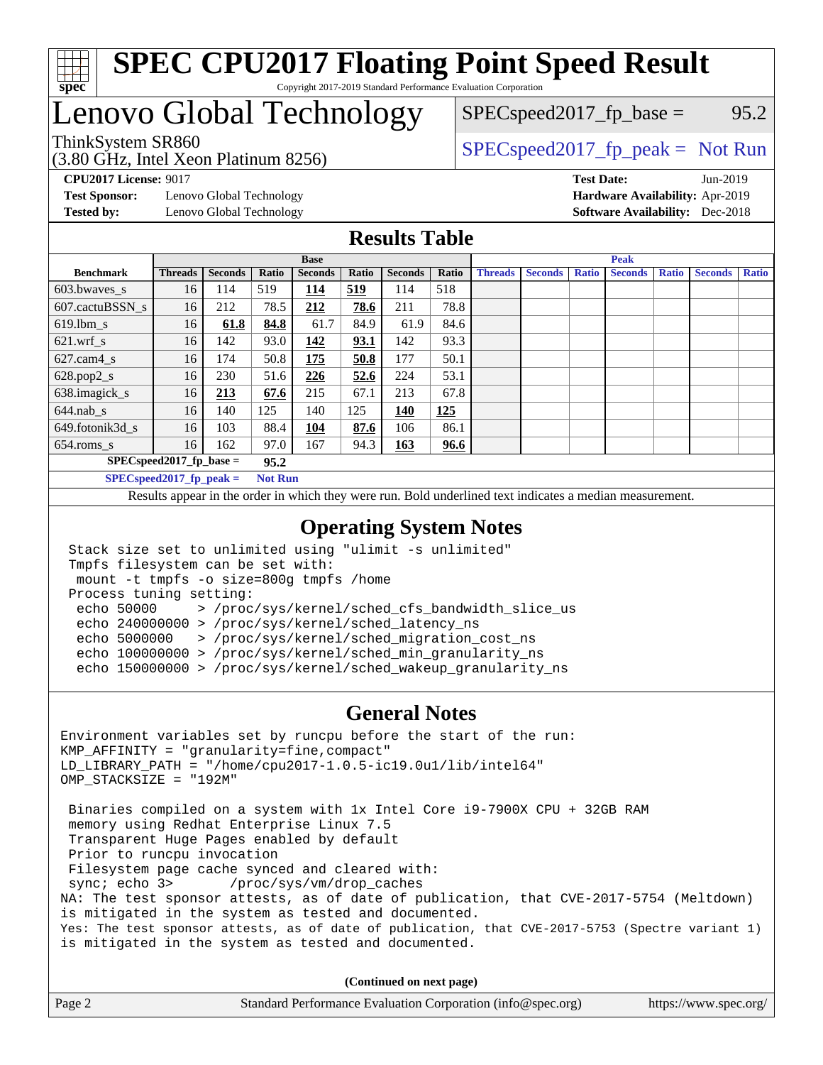# SPEC CPU2017 Floating Point Speed Result

Copyright 2017-2019 Standard Performance Evaluation Corporation

# Lenovo Global Technology

ThinkSystem SR860
(3.80 GHz, Intel Xeon Platinum 8256)

SPECspeed2017_fp_base = 95.2

SPECspeed2017_fp_peak = Not Run

**CPU2017 License:** 9017
**Test Sponsor:** Lenovo Global Technology
**Tested by:** Lenovo Global Technology

**Test Date:** Jun-2019
**Hardware Availability:** Apr-2019
**Software Availability:** Dec-2018

## Results Table

| Benchmark | Base | | | | | | | Peak | | | | | | |
|---|---|---|---|---|---|---|---|---|---|---|---|---|---|---|
| | Threads | Seconds | Ratio | Seconds | Ratio | Seconds | Ratio | Threads | Seconds | Ratio | Seconds | Ratio | Seconds | Ratio |
| 603.bwaves_s | 16 | 114 | 519 | **114** | **519** | 114 | 518 | | | | | | | |
| 607.cactuBSSN_s | 16 | 212 | 78.5 | **212** | **78.6** | 211 | 78.8 | | | | | | | |
| 619.lbm_s | 16 | **61.8** | **84.8** | 61.7 | 84.9 | 61.9 | 84.6 | | | | | | | |
| 621.wrf_s | 16 | 142 | 93.0 | **142** | **93.1** | 142 | 93.3 | | | | | | | |
| 627.cam4_s | 16 | 174 | 50.8 | **175** | **50.8** | 177 | 50.1 | | | | | | | |
| 628.pop2_s | 16 | 230 | 51.6 | **226** | **52.6** | 224 | 53.1 | | | | | | | |
| 638.imagick_s | 16 | **213** | **67.6** | 215 | 67.1 | 213 | 67.8 | | | | | | | |
| 644.nab_s | 16 | 140 | 125 | 140 | 125 | **140** | **125** | | | | | | | |
| 649.fotonik3d_s | 16 | 103 | 88.4 | **104** | **87.6** | 106 | 86.1 | | | | | | | |
| 654.roms_s | 16 | 162 | 97.0 | 167 | 94.3 | **163** | **96.6** | | | | | | | |

SPECspeed2017_fp_base = 95.2

SPECspeed2017_fp_peak = Not Run

Results appear in the order in which they were run. Bold underlined text indicates a median measurement.

## Operating System Notes

```
Stack size set to unlimited using "ulimit -s unlimited"
Tmpfs filesystem can be set with:
 mount -t tmpfs -o size=800g tmpfs /home
Process tuning setting:
 echo 50000     > /proc/sys/kernel/sched_cfs_bandwidth_slice_us
 echo 240000000 > /proc/sys/kernel/sched_latency_ns
 echo 5000000   > /proc/sys/kernel/sched_migration_cost_ns
 echo 100000000 > /proc/sys/kernel/sched_min_granularity_ns
 echo 150000000 > /proc/sys/kernel/sched_wakeup_granularity_ns
```

## General Notes

```
Environment variables set by runcpu before the start of the run:
KMP_AFFINITY = "granularity=fine,compact"
LD_LIBRARY_PATH = "/home/cpu2017-1.0.5-ic19.0u1/lib/intel64"
OMP_STACKSIZE = "192M"

 Binaries compiled on a system with 1x Intel Core i9-7900X CPU + 32GB RAM
 memory using Redhat Enterprise Linux 7.5
 Transparent Huge Pages enabled by default
 Prior to runcpu invocation
 Filesystem page cache synced and cleared with:
 sync; echo 3>       /proc/sys/vm/drop_caches
NA: The test sponsor attests, as of date of publication, that CVE-2017-5754 (Meltdown)
is mitigated in the system as tested and documented.
Yes: The test sponsor attests, as of date of publication, that CVE-2017-5753 (Spectre variant 1)
is mitigated in the system as tested and documented.
```

**(Continued on next page)**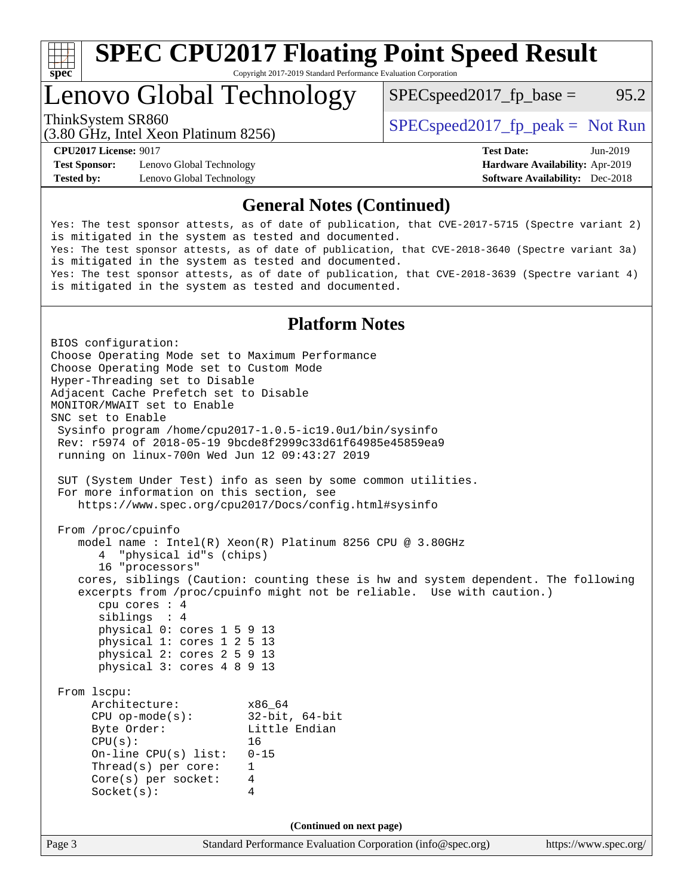# SPEC CPU2017 Floating Point Speed Result

Copyright 2017-2019 Standard Performance Evaluation Corporation

# Lenovo Global Technology

ThinkSystem SR860
(3.80 GHz, Intel Xeon Platinum 8256)

SPECspeed2017_fp_base = 95.2

SPECspeed2017_fp_peak = Not Run

**CPU2017 License:** 9017
**Test Sponsor:** Lenovo Global Technology
**Tested by:** Lenovo Global Technology

**Test Date:** Jun-2019
**Hardware Availability:** Apr-2019
**Software Availability:** Dec-2018

## General Notes (Continued)

```
Yes: The test sponsor attests, as of date of publication, that CVE-2017-5715 (Spectre variant 2)
is mitigated in the system as tested and documented.
Yes: The test sponsor attests, as of date of publication, that CVE-2018-3640 (Spectre variant 3a)
is mitigated in the system as tested and documented.
Yes: The test sponsor attests, as of date of publication, that CVE-2018-3639 (Spectre variant 4)
is mitigated in the system as tested and documented.
```

## Platform Notes

```
BIOS configuration:
Choose Operating Mode set to Maximum Performance
Choose Operating Mode set to Custom Mode
Hyper-Threading set to Disable
Adjacent Cache Prefetch set to Disable
MONITOR/MWAIT set to Enable
SNC set to Enable
 Sysinfo program /home/cpu2017-1.0.5-ic19.0u1/bin/sysinfo
 Rev: r5974 of 2018-05-19 9bcde8f2999c33d61f64985e45859ea9
 running on linux-700n Wed Jun 12 09:43:27 2019

 SUT (System Under Test) info as seen by some common utilities.
 For more information on this section, see
    https://www.spec.org/cpu2017/Docs/config.html#sysinfo

 From /proc/cpuinfo
    model name : Intel(R) Xeon(R) Platinum 8256 CPU @ 3.80GHz
       4  "physical id"s (chips)
       16 "processors"
    cores, siblings (Caution: counting these is hw and system dependent. The following
    excerpts from /proc/cpuinfo might not be reliable.  Use with caution.)
       cpu cores : 4
       siblings  : 4
       physical 0: cores 1 5 9 13
       physical 1: cores 1 2 5 13
       physical 2: cores 2 5 9 13
       physical 3: cores 4 8 9 13

 From lscpu:
      Architecture:          x86_64
      CPU op-mode(s):        32-bit, 64-bit
      Byte Order:            Little Endian
      CPU(s):                16
      On-line CPU(s) list:   0-15
      Thread(s) per core:    1
      Core(s) per socket:    4
      Socket(s):             4
```

**(Continued on next page)**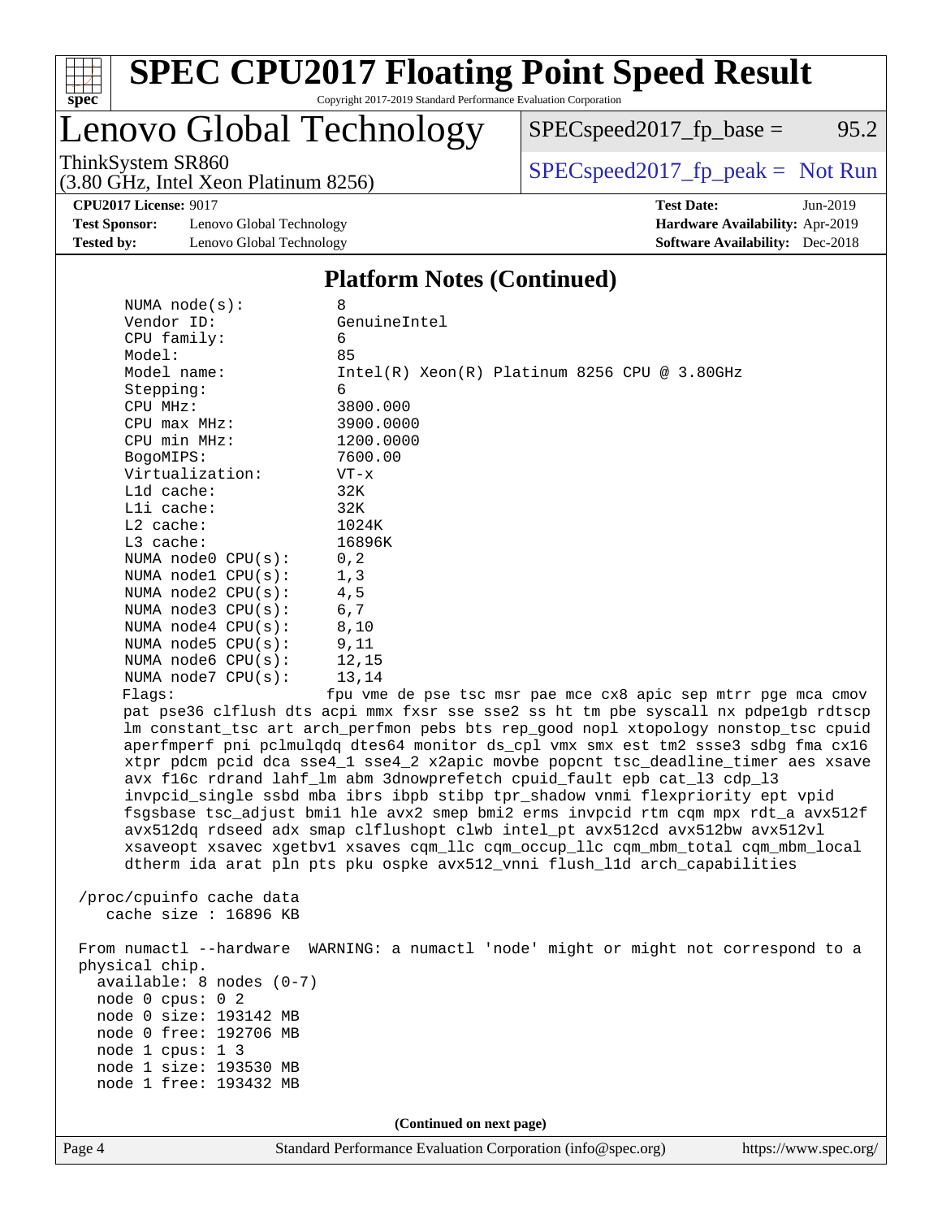# SPEC CPU2017 Floating Point Speed Result

Copyright 2017-2019 Standard Performance Evaluation Corporation

## Lenovo Global Technology

ThinkSystem SR860
(3.80 GHz, Intel Xeon Platinum 8256)

SPECspeed2017_fp_base = 95.2

SPECspeed2017_fp_peak = Not Run

**CPU2017 License:** 9017
**Test Sponsor:** Lenovo Global Technology
**Tested by:** Lenovo Global Technology
**Test Date:** Jun-2019
**Hardware Availability:** Apr-2019
**Software Availability:** Dec-2018

### Platform Notes (Continued)

```
    NUMA node(s):          8
    Vendor ID:             GenuineIntel
    CPU family:            6
    Model:                 85
    Model name:            Intel(R) Xeon(R) Platinum 8256 CPU @ 3.80GHz
    Stepping:              6
    CPU MHz:               3800.000
    CPU max MHz:           3900.0000
    CPU min MHz:           1200.0000
    BogoMIPS:              7600.00
    Virtualization:        VT-x
    L1d cache:             32K
    L1i cache:             32K
    L2 cache:              1024K
    L3 cache:              16896K
    NUMA node0 CPU(s):     0,2
    NUMA node1 CPU(s):     1,3
    NUMA node2 CPU(s):     4,5
    NUMA node3 CPU(s):     6,7
    NUMA node4 CPU(s):     8,10
    NUMA node5 CPU(s):     9,11
    NUMA node6 CPU(s):     12,15
    NUMA node7 CPU(s):     13,14
    Flags:                fpu vme de pse tsc msr pae mce cx8 apic sep mtrr pge mca cmov
    pat pse36 clflush dts acpi mmx fxsr sse sse2 ss ht tm pbe syscall nx pdpe1gb rdtscp
    lm constant_tsc art arch_perfmon pebs bts rep_good nopl xtopology nonstop_tsc cpuid
    aperfmperf pni pclmulqdq dtes64 monitor ds_cpl vmx smx est tm2 ssse3 sdbg fma cx16
    xtpr pdcm pcid dca sse4_1 sse4_2 x2apic movbe popcnt tsc_deadline_timer aes xsave
    avx f16c rdrand lahf_lm abm 3dnowprefetch cpuid_fault epb cat_l3 cdp_l3
    invpcid_single ssbd mba ibrs ibpb stibp tpr_shadow vnmi flexpriority ept vpid
    fsgsbase tsc_adjust bmi1 hle avx2 smep bmi2 erms invpcid rtm cqm mpx rdt_a avx512f
    avx512dq rdseed adx smap clflushopt clwb intel_pt avx512cd avx512bw avx512vl
    xsaveopt xsavec xgetbv1 xsaves cqm_llc cqm_occup_llc cqm_mbm_total cqm_mbm_local
    dtherm ida arat pln pts pku ospke avx512_vnni flush_l1d arch_capabilities

 /proc/cpuinfo cache data
    cache size : 16896 KB

 From numactl --hardware  WARNING: a numactl 'node' might or might not correspond to a
 physical chip.
   available: 8 nodes (0-7)
   node 0 cpus: 0 2
   node 0 size: 193142 MB
   node 0 free: 192706 MB
   node 1 cpus: 1 3
   node 1 size: 193530 MB
   node 1 free: 193432 MB
```

(Continued on next page)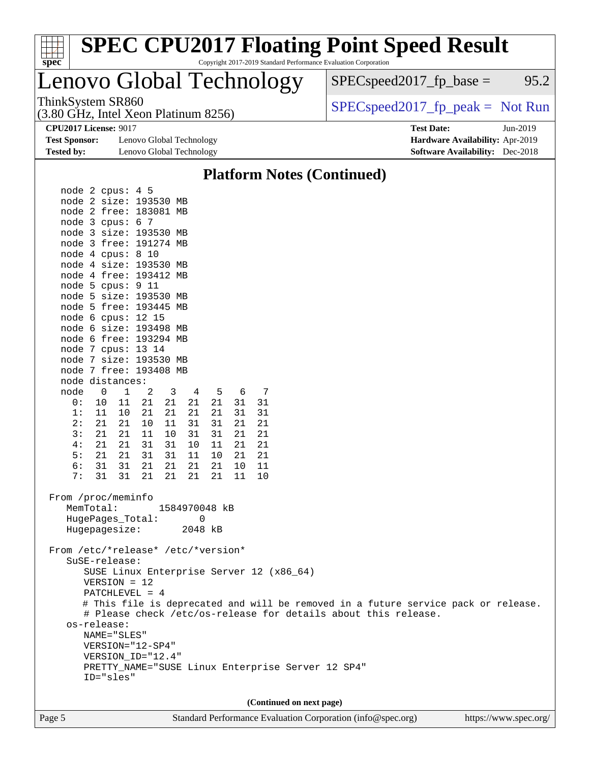## Platform Notes (Continued)

```
    node 2 cpus: 4 5
    node 2 size: 193530 MB
    node 2 free: 183081 MB
    node 3 cpus: 6 7
    node 3 size: 193530 MB
    node 3 free: 191274 MB
    node 4 cpus: 8 10
    node 4 size: 193530 MB
    node 4 free: 193412 MB
    node 5 cpus: 9 11
    node 5 size: 193530 MB
    node 5 free: 193445 MB
    node 6 cpus: 12 15
    node 6 size: 193498 MB
    node 6 free: 193294 MB
    node 7 cpus: 13 14
    node 7 size: 193530 MB
    node 7 free: 193408 MB
    node distances:
    node   0   1   2   3   4   5   6   7
      0:  10  11  21  21  21  21  31  31
      1:  11  10  21  21  21  21  31  31
      2:  21  21  10  11  31  31  21  21
      3:  21  21  11  10  31  31  21  21
      4:  21  21  31  31  10  11  21  21
      5:  21  21  31  31  11  10  21  21
      6:  31  31  21  21  21  21  10  11
      7:  31  31  21  21  21  21  11  10

 From /proc/meminfo
    MemTotal:       1584970048 kB
    HugePages_Total:       0
    Hugepagesize:       2048 kB

 From /etc/*release* /etc/*version*
    SuSE-release:
       SUSE Linux Enterprise Server 12 (x86_64)
       VERSION = 12
       PATCHLEVEL = 4
       # This file is deprecated and will be removed in a future service pack or release.
       # Please check /etc/os-release for details about this release.
    os-release:
       NAME="SLES"
       VERSION="12-SP4"
       VERSION_ID="12.4"
       PRETTY_NAME="SUSE Linux Enterprise Server 12 SP4"
       ID="sles"
```

(Continued on next page)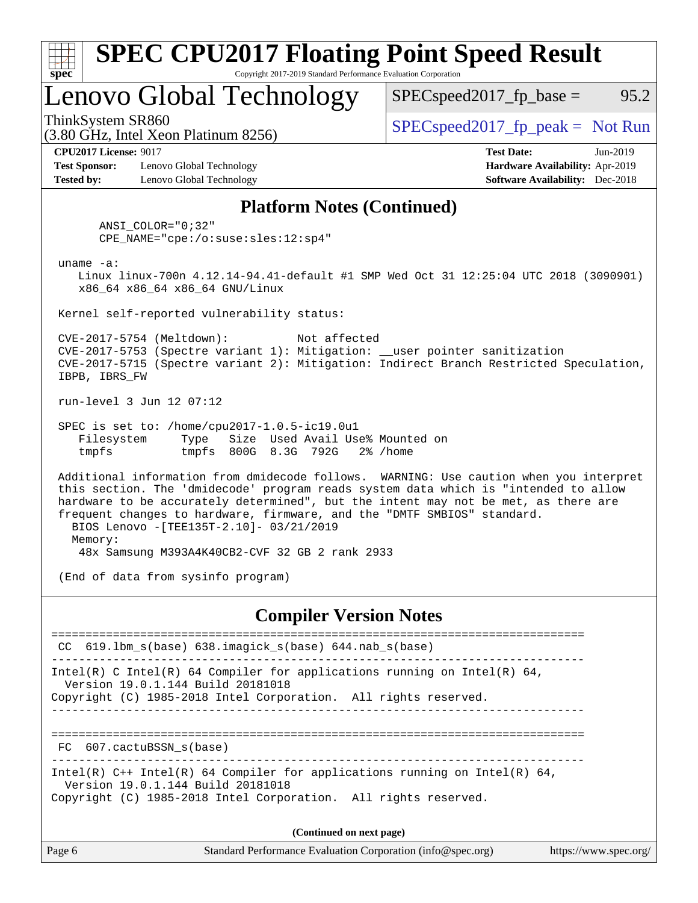# Lenovo Global Technology

ThinkSystem SR860
(3.80 GHz, Intel Xeon Platinum 8256)

SPECspeed2017_fp_base = 95.2

SPECspeed2017_fp_peak = Not Run

**CPU2017 License:** 9017
**Test Sponsor:** Lenovo Global Technology
**Tested by:** Lenovo Global Technology

**Test Date:** Jun-2019
**Hardware Availability:** Apr-2019
**Software Availability:** Dec-2018

## Platform Notes (Continued)

```
      ANSI_COLOR="0;32"
      CPE_NAME="cpe:/o:suse:sles:12:sp4"

 uname -a:
    Linux linux-700n 4.12.14-94.41-default #1 SMP Wed Oct 31 12:25:04 UTC 2018 (3090901)
    x86_64 x86_64 x86_64 GNU/Linux

 Kernel self-reported vulnerability status:

 CVE-2017-5754 (Meltdown):          Not affected
 CVE-2017-5753 (Spectre variant 1): Mitigation: __user pointer sanitization
 CVE-2017-5715 (Spectre variant 2): Mitigation: Indirect Branch Restricted Speculation,
 IBPB, IBRS_FW

 run-level 3 Jun 12 07:12

 SPEC is set to: /home/cpu2017-1.0.5-ic19.0u1
    Filesystem     Type   Size  Used Avail Use% Mounted on
    tmpfs          tmpfs  800G  8.3G  792G   2% /home

 Additional information from dmidecode follows.  WARNING: Use caution when you interpret
 this section. The 'dmidecode' program reads system data which is "intended to allow
 hardware to be accurately determined", but the intent may not be met, as there are
 frequent changes to hardware, firmware, and the "DMTF SMBIOS" standard.
   BIOS Lenovo -[TEE135T-2.10]- 03/21/2019
   Memory:
    48x Samsung M393A4K40CB2-CVF 32 GB 2 rank 2933

 (End of data from sysinfo program)
```

## Compiler Version Notes

```
==============================================================================
 CC  619.lbm_s(base) 638.imagick_s(base) 644.nab_s(base)
------------------------------------------------------------------------------
Intel(R) C Intel(R) 64 Compiler for applications running on Intel(R) 64,
  Version 19.0.1.144 Build 20181018
Copyright (C) 1985-2018 Intel Corporation.  All rights reserved.
------------------------------------------------------------------------------

==============================================================================
 FC  607.cactuBSSN_s(base)
------------------------------------------------------------------------------
Intel(R) C++ Intel(R) 64 Compiler for applications running on Intel(R) 64,
  Version 19.0.1.144 Build 20181018
Copyright (C) 1985-2018 Intel Corporation.  All rights reserved.
```

**(Continued on next page)**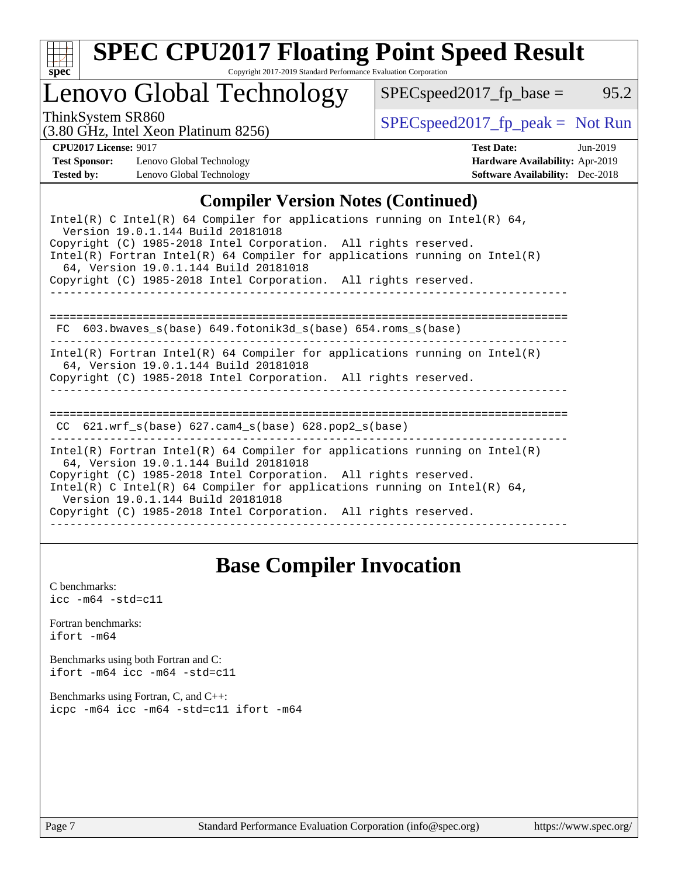# SPEC CPU2017 Floating Point Speed Result

Copyright 2017-2019 Standard Performance Evaluation Corporation

## Lenovo Global Technology

ThinkSystem SR860
(3.80 GHz, Intel Xeon Platinum 8256)

SPECspeed2017_fp_base = 95.2

SPECspeed2017_fp_peak = Not Run

**CPU2017 License:** 9017
**Test Sponsor:** Lenovo Global Technology
**Tested by:** Lenovo Global Technology

**Test Date:** Jun-2019
**Hardware Availability:** Apr-2019
**Software Availability:** Dec-2018

## Compiler Version Notes (Continued)

```
Intel(R) C Intel(R) 64 Compiler for applications running on Intel(R) 64,
  Version 19.0.1.144 Build 20181018
Copyright (C) 1985-2018 Intel Corporation.  All rights reserved.
Intel(R) Fortran Intel(R) 64 Compiler for applications running on Intel(R)
  64, Version 19.0.1.144 Build 20181018
Copyright (C) 1985-2018 Intel Corporation.  All rights reserved.
------------------------------------------------------------------------------

==============================================================================
 FC  603.bwaves_s(base) 649.fotonik3d_s(base) 654.roms_s(base)
------------------------------------------------------------------------------
Intel(R) Fortran Intel(R) 64 Compiler for applications running on Intel(R)
  64, Version 19.0.1.144 Build 20181018
Copyright (C) 1985-2018 Intel Corporation.  All rights reserved.
------------------------------------------------------------------------------

==============================================================================
 CC  621.wrf_s(base) 627.cam4_s(base) 628.pop2_s(base)
------------------------------------------------------------------------------
Intel(R) Fortran Intel(R) 64 Compiler for applications running on Intel(R)
  64, Version 19.0.1.144 Build 20181018
Copyright (C) 1985-2018 Intel Corporation.  All rights reserved.
Intel(R) C Intel(R) 64 Compiler for applications running on Intel(R) 64,
  Version 19.0.1.144 Build 20181018
Copyright (C) 1985-2018 Intel Corporation.  All rights reserved.
------------------------------------------------------------------------------
```

## Base Compiler Invocation

C benchmarks:
`icc -m64 -std=c11`

Fortran benchmarks:
`ifort -m64`

Benchmarks using both Fortran and C:
`ifort -m64 icc -m64 -std=c11`

Benchmarks using Fortran, C, and C++:
`icpc -m64 icc -m64 -std=c11 ifort -m64`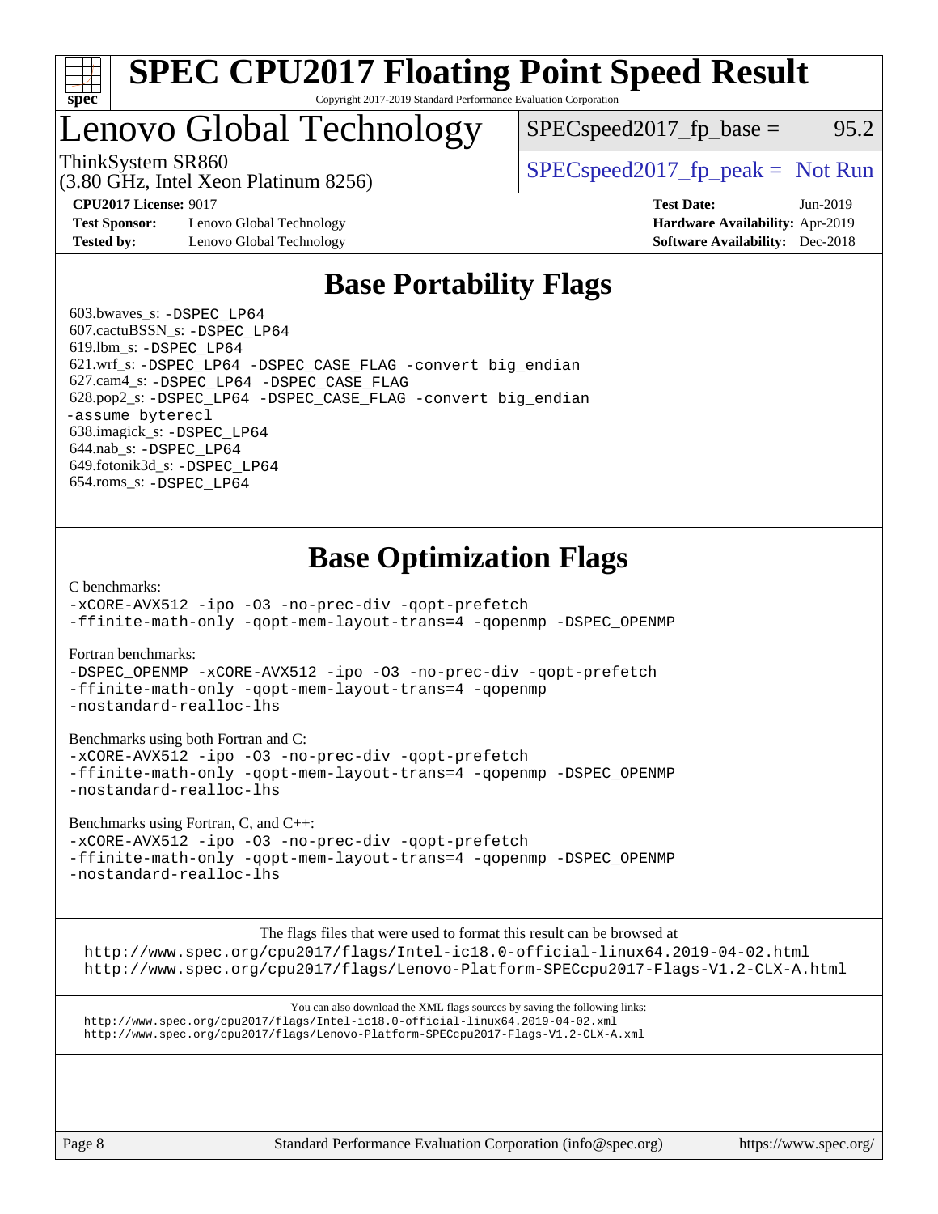# SPEC CPU2017 Floating Point Speed Result

Copyright 2017-2019 Standard Performance Evaluation Corporation

## Lenovo Global Technology

ThinkSystem SR860
(3.80 GHz, Intel Xeon Platinum 8256)

SPECspeed2017_fp_base = 95.2

SPECspeed2017_fp_peak = Not Run

**CPU2017 License:** 9017
**Test Sponsor:** Lenovo Global Technology
**Tested by:** Lenovo Global Technology

**Test Date:** Jun-2019
**Hardware Availability:** Apr-2019
**Software Availability:** Dec-2018

## Base Portability Flags

603.bwaves_s: -DSPEC_LP64
607.cactuBSSN_s: -DSPEC_LP64
619.lbm_s: -DSPEC_LP64
621.wrf_s: -DSPEC_LP64 -DSPEC_CASE_FLAG -convert big_endian
627.cam4_s: -DSPEC_LP64 -DSPEC_CASE_FLAG
628.pop2_s: -DSPEC_LP64 -DSPEC_CASE_FLAG -convert big_endian -assume byterecl
638.imagick_s: -DSPEC_LP64
644.nab_s: -DSPEC_LP64
649.fotonik3d_s: -DSPEC_LP64
654.roms_s: -DSPEC_LP64

## Base Optimization Flags

C benchmarks:
-xCORE-AVX512 -ipo -O3 -no-prec-div -qopt-prefetch
-ffinite-math-only -qopt-mem-layout-trans=4 -qopenmp -DSPEC_OPENMP

Fortran benchmarks:
-DSPEC_OPENMP -xCORE-AVX512 -ipo -O3 -no-prec-div -qopt-prefetch
-ffinite-math-only -qopt-mem-layout-trans=4 -qopenmp
-nostandard-realloc-lhs

Benchmarks using both Fortran and C:
-xCORE-AVX512 -ipo -O3 -no-prec-div -qopt-prefetch
-ffinite-math-only -qopt-mem-layout-trans=4 -qopenmp -DSPEC_OPENMP
-nostandard-realloc-lhs

Benchmarks using Fortran, C, and C++:
-xCORE-AVX512 -ipo -O3 -no-prec-div -qopt-prefetch
-ffinite-math-only -qopt-mem-layout-trans=4 -qopenmp -DSPEC_OPENMP
-nostandard-realloc-lhs

The flags files that were used to format this result can be browsed at
http://www.spec.org/cpu2017/flags/Intel-ic18.0-official-linux64.2019-04-02.html
http://www.spec.org/cpu2017/flags/Lenovo-Platform-SPECcpu2017-Flags-V1.2-CLX-A.html

You can also download the XML flags sources by saving the following links:
http://www.spec.org/cpu2017/flags/Intel-ic18.0-official-linux64.2019-04-02.xml
http://www.spec.org/cpu2017/flags/Lenovo-Platform-SPECcpu2017-Flags-V1.2-CLX-A.xml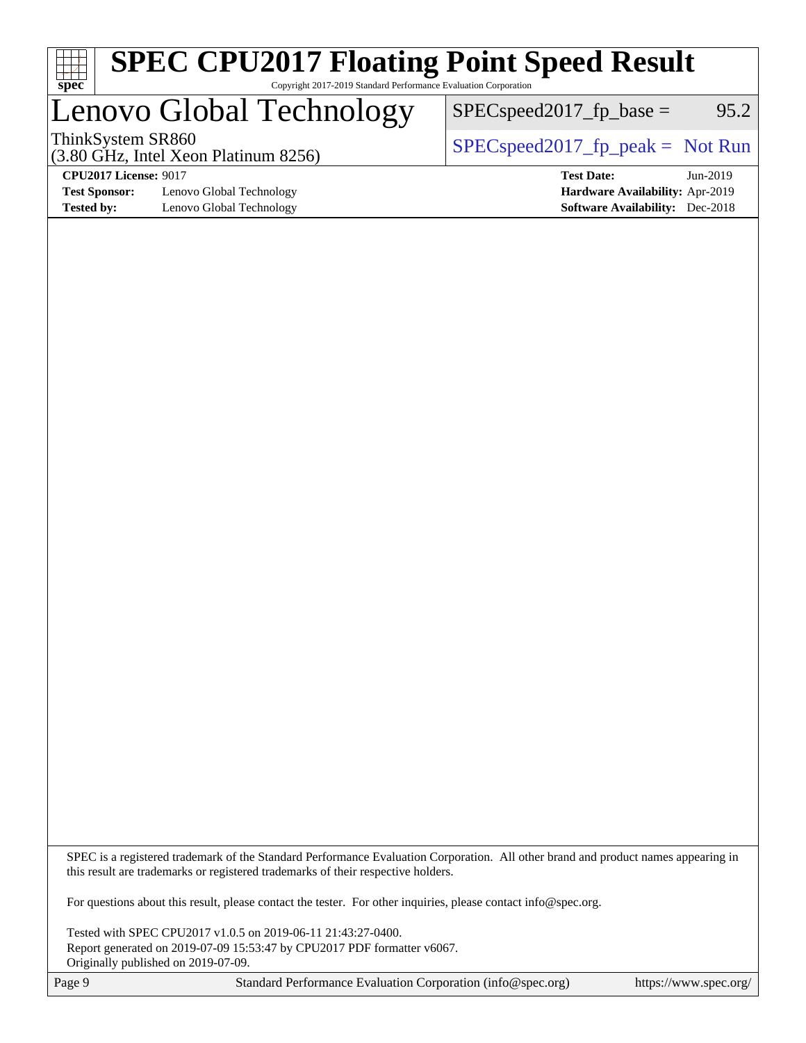# SPEC CPU2017 Floating Point Speed Result

Copyright 2017-2019 Standard Performance Evaluation Corporation

## Lenovo Global Technology

ThinkSystem SR860
(3.80 GHz, Intel Xeon Platinum 8256)

SPECspeed2017_fp_base = 95.2

SPECspeed2017_fp_peak = Not Run

**CPU2017 License:** 9017
**Test Sponsor:** Lenovo Global Technology
**Tested by:** Lenovo Global Technology

**Test Date:** Jun-2019
**Hardware Availability:** Apr-2019
**Software Availability:** Dec-2018

SPEC is a registered trademark of the Standard Performance Evaluation Corporation. All other brand and product names appearing in this result are trademarks or registered trademarks of their respective holders.

For questions about this result, please contact the tester. For other inquiries, please contact info@spec.org.

Tested with SPEC CPU2017 v1.0.5 on 2019-06-11 21:43:27-0400.
Report generated on 2019-07-09 15:53:47 by CPU2017 PDF formatter v6067.
Originally published on 2019-07-09.